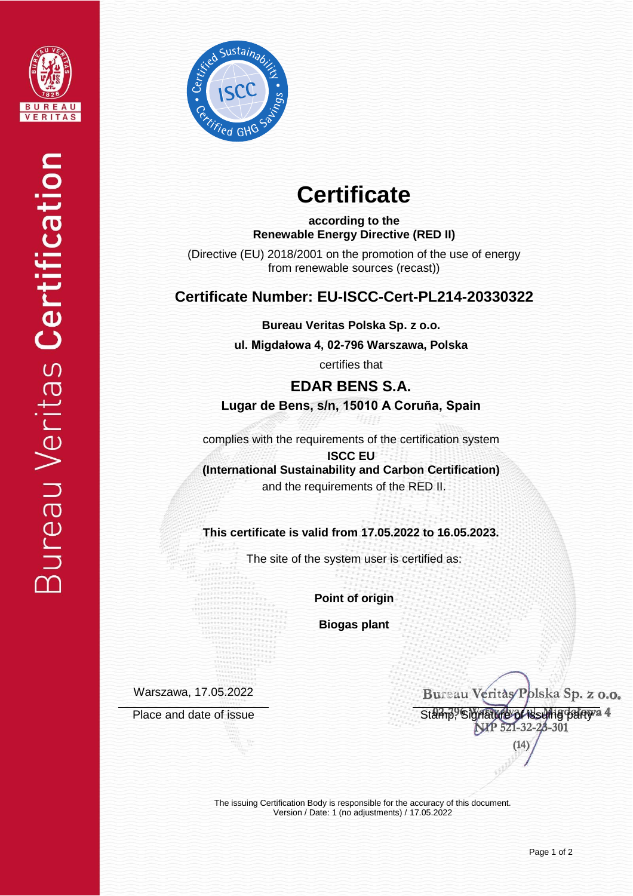# Certificate

**according to the**
**Renewable Energy Directive (RED II)**

(Directive (EU) 2018/2001 on the promotion of the use of energy from renewable sources (recast))

## Certificate Number: EU-ISCC-Cert-PL214-20330322

**Bureau Veritas Polska Sp. z o.o.**

**ul. Migdałowa 4, 02-796 Warszawa, Polska**

certifies that

**EDAR BENS S.A.**

**Lugar de Bens, s/n, 15010 A Coruña, Spain**

complies with the requirements of the certification system

**ISCC EU**
**(International Sustainability and Carbon Certification)**

and the requirements of the RED II.

**This certificate is valid from 17.05.2022 to 16.05.2023.**

The site of the system user is certified as:

**Point of origin**

**Biogas plant**

Warszawa, 17.05.2022

Place and date of issue

Bureau Veritas Polska Sp. z o.o.
02-796 Warszawa, ul. Migdałowa 4
NIP 521-32-23-301
(14)

Stamp, Signature of issuing party

The issuing Certification Body is responsible for the accuracy of this document.
Version / Date: 1 (no adjustments) / 17.05.2022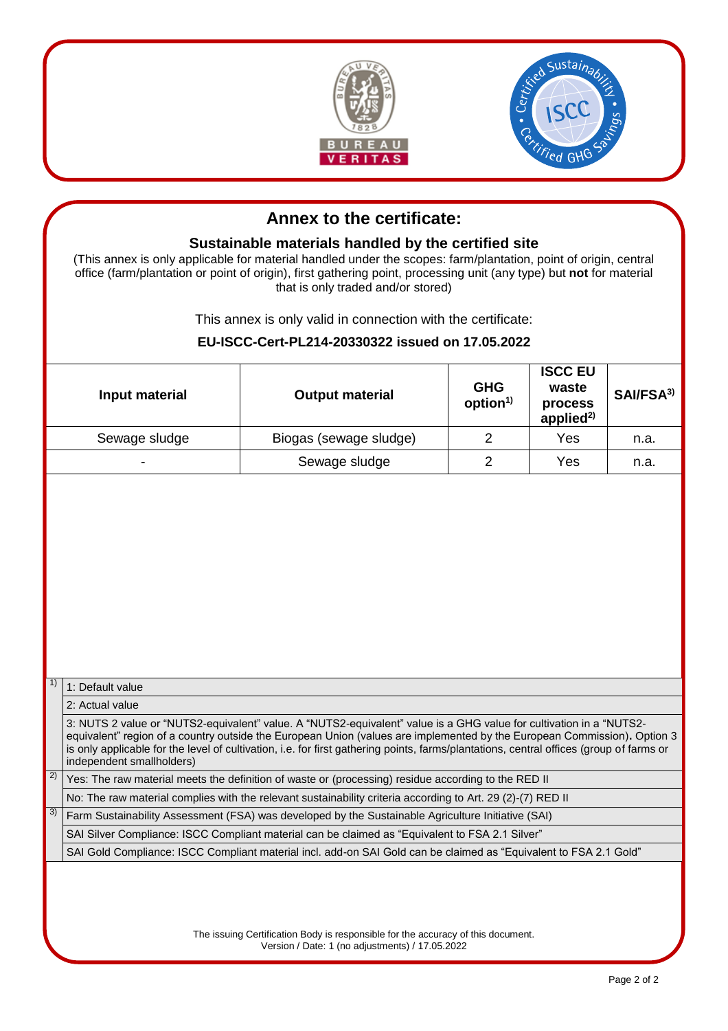# Annex to the certificate:

## Sustainable materials handled by the certified site

(This annex is only applicable for material handled under the scopes: farm/plantation, point of origin, central office (farm/plantation or point of origin), first gathering point, processing unit (any type) but **not** for material that is only traded and/or stored)

This annex is only valid in connection with the certificate:

**EU-ISCC-Cert-PL214-20330322 issued on 17.05.2022**

| Input material | Output material | GHG option[1] | ISCC EU waste process applied[2] | SAI/FSA[3] |
|---|---|---|---|---|
| Sewage sludge | Biogas (sewage sludge) | 2 | Yes | n.a. |
| - | Sewage sludge | 2 | Yes | n.a. |

| | |
|---|---|
| 1) | 1: Default value |
| | 2: Actual value |
| | 3: NUTS 2 value or "NUTS2-equivalent" value. A "NUTS2-equivalent" value is a GHG value for cultivation in a "NUTS2-equivalent" region of a country outside the European Union (values are implemented by the European Commission)**.** Option 3 is only applicable for the level of cultivation, i.e. for first gathering points, farms/plantations, central offices (group of farms or independent smallholders) |
| 2) | Yes: The raw material meets the definition of waste or (processing) residue according to the RED II |
| | No: The raw material complies with the relevant sustainability criteria according to Art. 29 (2)-(7) RED II |
| 3) | Farm Sustainability Assessment (FSA) was developed by the Sustainable Agriculture Initiative (SAI) |
| | SAI Silver Compliance: ISCC Compliant material can be claimed as "Equivalent to FSA 2.1 Silver" |
| | SAI Gold Compliance: ISCC Compliant material incl. add-on SAI Gold can be claimed as "Equivalent to FSA 2.1 Gold" |

The issuing Certification Body is responsible for the accuracy of this document.
Version / Date: 1 (no adjustments) / 17.05.2022